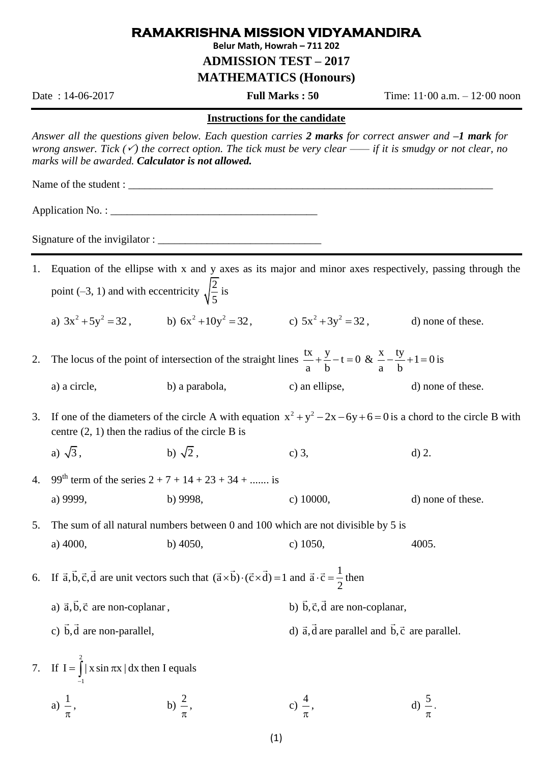# RAMAKRISHNA MISSION VIDYAMANDIRA

**Belur Math, Howrah – 711 202**

## ADMISSION TEST – 2017

## MATHEMATICS (Honours)

Date : 14-06-2017 **Full Marks : 50** Time: 11·00 a.m. – 12·00 noon

---

**Instructions for the candidate**

*Answer all the questions given below. Each question carries **2 marks** for correct answer and **–1 mark** for wrong answer. Tick (✓) the correct option. The tick must be very clear —— if it is smudgy or not clear, no marks will be awarded.* ***Calculator is not allowed.***

Name of the student : ______________________________________________________________________

Application No. : ________________________________________

Signature of the invigilator : _______________________________

---

1. Equation of the ellipse with x and y axes as its major and minor axes respectively, passing through the point (–3, 1) and with eccentricity $\sqrt{\frac{2}{5}}$ is

   a) $3x^2+5y^2=32$, b) $6x^2+10y^2=32$, c) $5x^2+3y^2=32$, d) none of these.

2. The locus of the point of intersection of the straight lines $\frac{tx}{a}+\frac{y}{b}-t=0$ & $\frac{x}{a}-\frac{ty}{b}+1=0$ is

   a) a circle, b) a parabola, c) an ellipse, d) none of these.

3. If one of the diameters of the circle A with equation $x^2+y^2-2x-6y+6=0$ is a chord to the circle B with centre (2, 1) then the radius of the circle B is

   a) $\sqrt{3}$, b) $\sqrt{2}$, c) 3, d) 2.

4. 99th term of the series 2 + 7 + 14 + 23 + 34 + ....... is

   a) 9999, b) 9998, c) 10000, d) none of these.

5. The sum of all natural numbers between 0 and 100 which are not divisible by 5 is

   a) 4000, b) 4050, c) 1050, 4005.

6. If $\vec{a},\vec{b},\vec{c},\vec{d}$ are unit vectors such that $(\vec{a}\times\vec{b})\cdot(\vec{c}\times\vec{d})=1$ and $\vec{a}\cdot\vec{c}=\frac{1}{2}$ then

   a) $\vec{a},\vec{b},\vec{c}$ are non-coplanar, b) $\vec{b},\vec{c},\vec{d}$ are non-coplanar,

   c) $\vec{b},\vec{d}$ are non-parallel, d) $\vec{a},\vec{d}$ are parallel and $\vec{b},\vec{c}$ are parallel.

7. If $I=\int_{-1}^{2}|x\sin\pi x|\,dx$ then I equals

   a) $\frac{1}{\pi}$, b) $\frac{2}{\pi}$, c) $\frac{4}{\pi}$, d) $\frac{5}{\pi}$.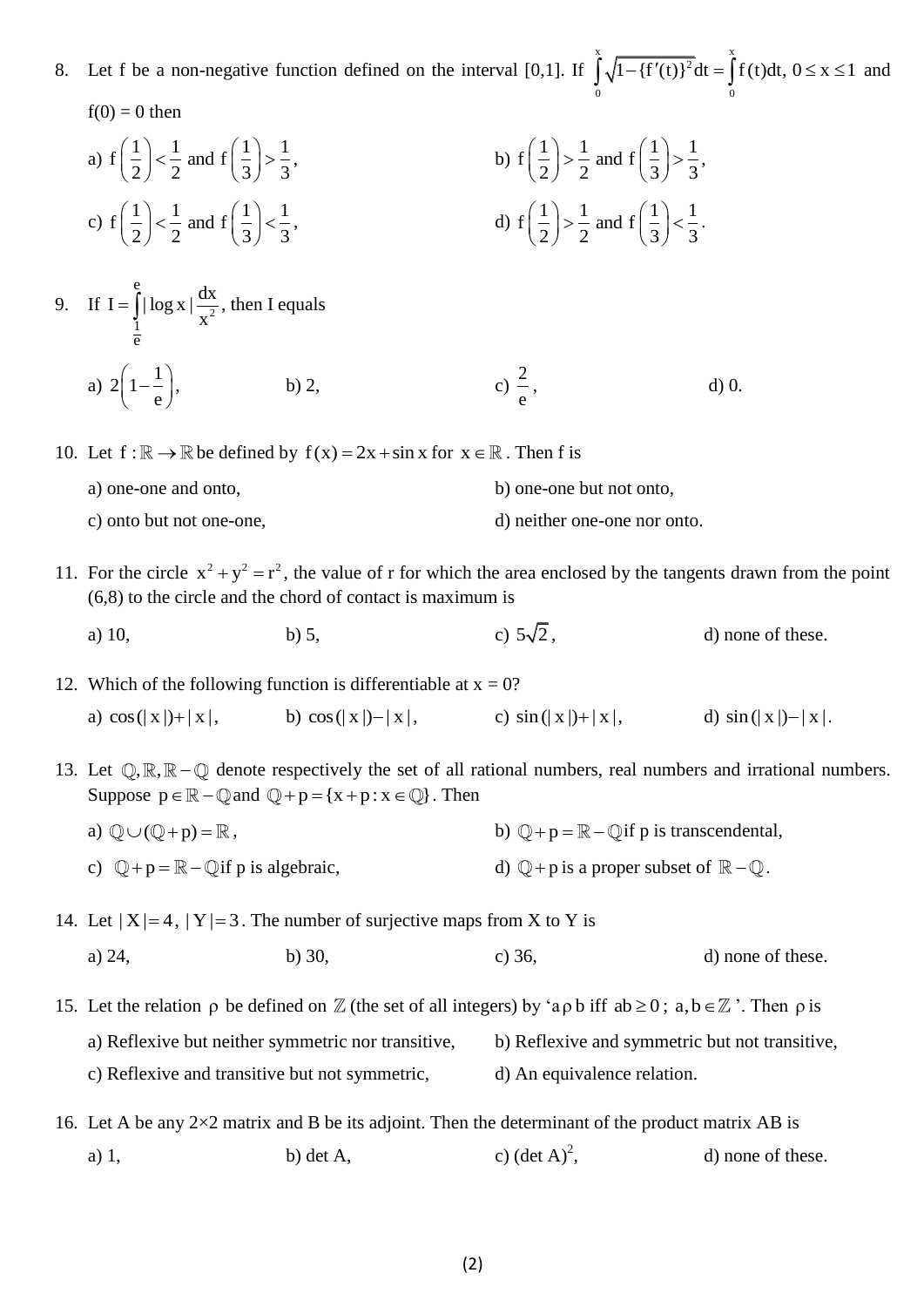8. Let f be a non-negative function defined on the interval [0,1]. If $\int_0^x \sqrt{1-\{f'(t)\}^2}\,dt = \int_0^x f(t)\,dt,\ 0 \le x \le 1$ and $f(0) = 0$ then

   a) $f\left(\frac{1}{2}\right) < \frac{1}{2}$ and $f\left(\frac{1}{3}\right) > \frac{1}{3}$,
   b) $f\left(\frac{1}{2}\right) > \frac{1}{2}$ and $f\left(\frac{1}{3}\right) > \frac{1}{3}$,
   c) $f\left(\frac{1}{2}\right) < \frac{1}{2}$ and $f\left(\frac{1}{3}\right) < \frac{1}{3}$,
   d) $f\left(\frac{1}{2}\right) > \frac{1}{2}$ and $f\left(\frac{1}{3}\right) < \frac{1}{3}$.

9. If $I = \int_{\frac{1}{e}}^{e} |\log x| \frac{dx}{x^2}$, then I equals

   a) $2\left(1-\frac{1}{e}\right)$,
   b) 2,
   c) $\frac{2}{e}$,
   d) 0.

10. Let $f : \mathbb{R} \to \mathbb{R}$ be defined by $f(x) = 2x + \sin x$ for $x \in \mathbb{R}$. Then f is

    a) one-one and onto,
    b) one-one but not onto,
    c) onto but not one-one,
    d) neither one-one nor onto.

11. For the circle $x^2 + y^2 = r^2$, the value of r for which the area enclosed by the tangents drawn from the point (6,8) to the circle and the chord of contact is maximum is

    a) 10,
    b) 5,
    c) $5\sqrt{2}$,
    d) none of these.

12. Which of the following function is differentiable at x = 0?

    a) $\cos(|x|) + |x|$,
    b) $\cos(|x|) - |x|$,
    c) $\sin(|x|) + |x|$,
    d) $\sin(|x|) - |x|$.

13. Let $\mathbb{Q}, \mathbb{R}, \mathbb{R} - \mathbb{Q}$ denote respectively the set of all rational numbers, real numbers and irrational numbers. Suppose $p \in \mathbb{R} - \mathbb{Q}$ and $\mathbb{Q} + p = \{x + p : x \in \mathbb{Q}\}$. Then

    a) $\mathbb{Q} \cup (\mathbb{Q} + p) = \mathbb{R}$,
    b) $\mathbb{Q} + p = \mathbb{R} - \mathbb{Q}$ if p is transcendental,
    c) $\mathbb{Q} + p = \mathbb{R} - \mathbb{Q}$ if p is algebraic,
    d) $\mathbb{Q} + p$ is a proper subset of $\mathbb{R} - \mathbb{Q}$.

14. Let $|X| = 4$, $|Y| = 3$. The number of surjective maps from X to Y is

    a) 24,
    b) 30,
    c) 36,
    d) none of these.

15. Let the relation $\rho$ be defined on $\mathbb{Z}$ (the set of all integers) by '$a \rho b$ iff $ab \ge 0$; $a, b \in \mathbb{Z}$'. Then $\rho$ is

    a) Reflexive but neither symmetric nor transitive,
    b) Reflexive and symmetric but not transitive,
    c) Reflexive and transitive but not symmetric,
    d) An equivalence relation.

16. Let A be any 2×2 matrix and B be its adjoint. Then the determinant of the product matrix AB is

    a) 1,
    b) det A,
    c) $(\det A)^2$,
    d) none of these.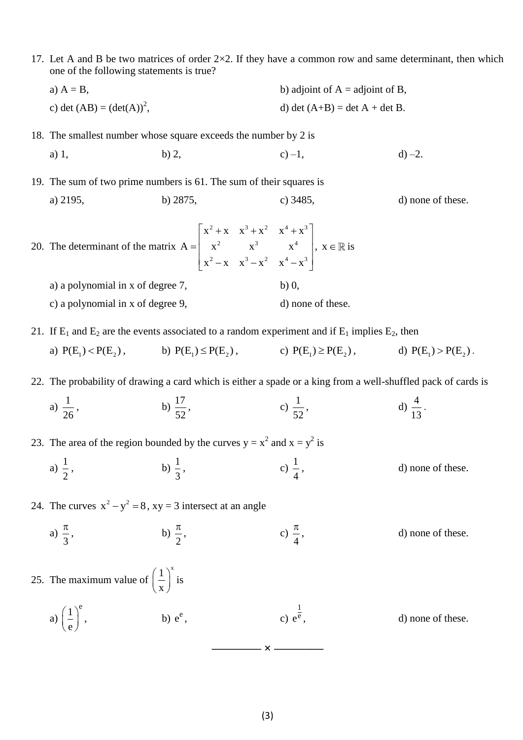17. Let A and B be two matrices of order 2×2. If they have a common row and same determinant, then which one of the following statements is true?

    a) A = B,
    b) adjoint of A = adjoint of B,
    c) det (AB) = (det(A))$^2$,
    d) det (A+B) = det A + det B.

18. The smallest number whose square exceeds the number by 2 is

    a) 1,
    b) 2,
    c) –1,
    d) –2.

19. The sum of two prime numbers is 61. The sum of their squares is

    a) 2195,
    b) 2875,
    c) 3485,
    d) none of these.

20. The determinant of the matrix $A = \begin{bmatrix} x^2+x & x^3+x^2 & x^4+x^3 \\ x^2 & x^3 & x^4 \\ x^2-x & x^3-x^2 & x^4-x^3 \end{bmatrix}$, $x \in \mathbb{R}$ is

    a) a polynomial in x of degree 7,
    b) 0,
    c) a polynomial in x of degree 9,
    d) none of these.

21. If $E_1$ and $E_2$ are the events associated to a random experiment and if $E_1$ implies $E_2$, then

    a) $P(E_1) < P(E_2)$,
    b) $P(E_1) \leq P(E_2)$,
    c) $P(E_1) \geq P(E_2)$,
    d) $P(E_1) > P(E_2)$.

22. The probability of drawing a card which is either a spade or a king from a well-shuffled pack of cards is

    a) $\frac{1}{26}$,
    b) $\frac{17}{52}$,
    c) $\frac{1}{52}$,
    d) $\frac{4}{13}$.

23. The area of the region bounded by the curves $y = x^2$ and $x = y^2$ is

    a) $\frac{1}{2}$,
    b) $\frac{1}{3}$,
    c) $\frac{1}{4}$,
    d) none of these.

24. The curves $x^2 - y^2 = 8$, xy = 3 intersect at an angle

    a) $\frac{\pi}{3}$,
    b) $\frac{\pi}{2}$,
    c) $\frac{\pi}{4}$,
    d) none of these.

25. The maximum value of $\left(\frac{1}{x}\right)^x$ is

    a) $\left(\frac{1}{e}\right)^e$,
    b) $e^e$,
    c) $e^{\frac{1}{e}}$,
    d) none of these.

————— × —————